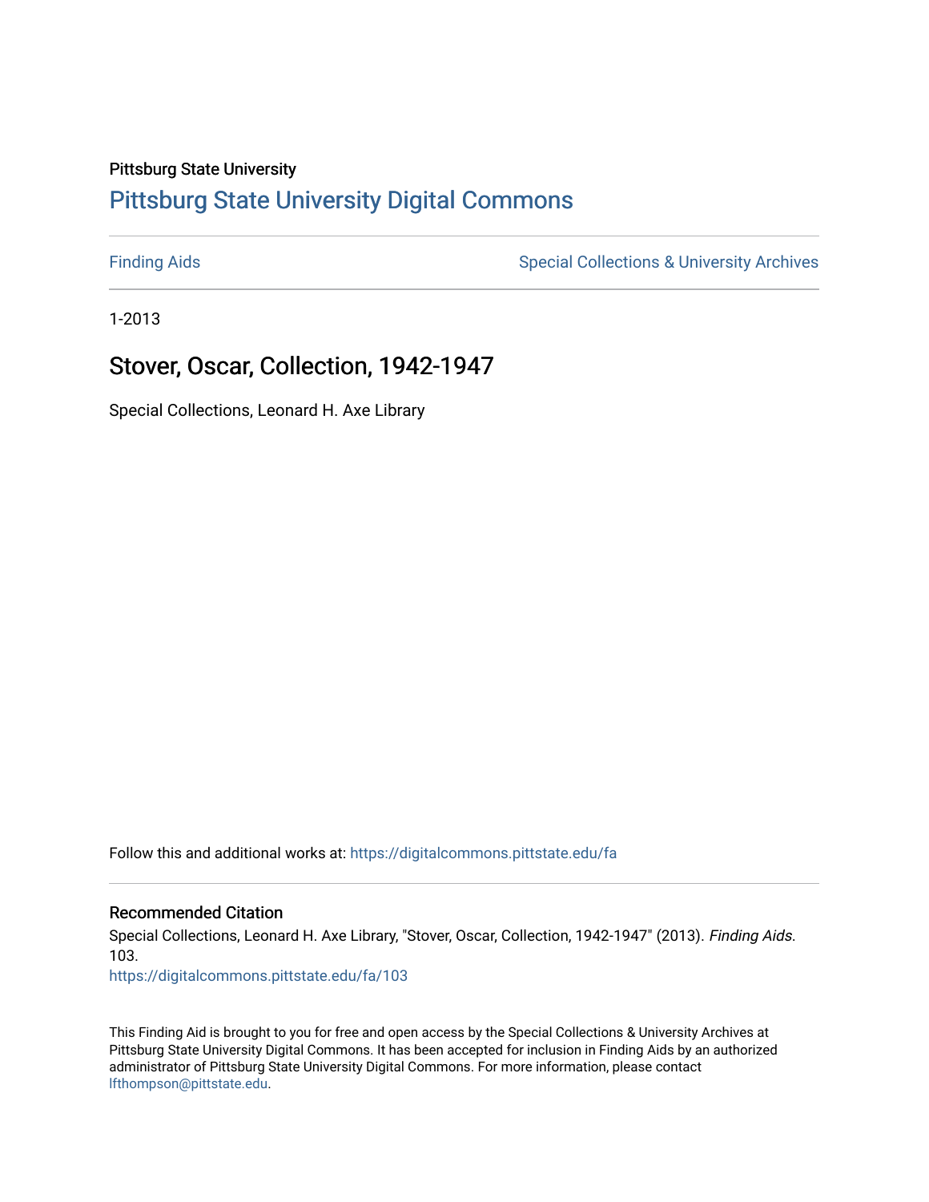Pittsburg State University

# Pittsburg State University Digital Commons

Finding Aids

Special Collections & University Archives

1-2013

## Stover, Oscar, Collection, 1942-1947

Special Collections, Leonard H. Axe Library

Follow this and additional works at: https://digitalcommons.pittstate.edu/fa

### Recommended Citation

Special Collections, Leonard H. Axe Library, "Stover, Oscar, Collection, 1942-1947" (2013). *Finding Aids*. 103.
https://digitalcommons.pittstate.edu/fa/103

This Finding Aid is brought to you for free and open access by the Special Collections & University Archives at Pittsburg State University Digital Commons. It has been accepted for inclusion in Finding Aids by an authorized administrator of Pittsburg State University Digital Commons. For more information, please contact lfthompson@pittstate.edu.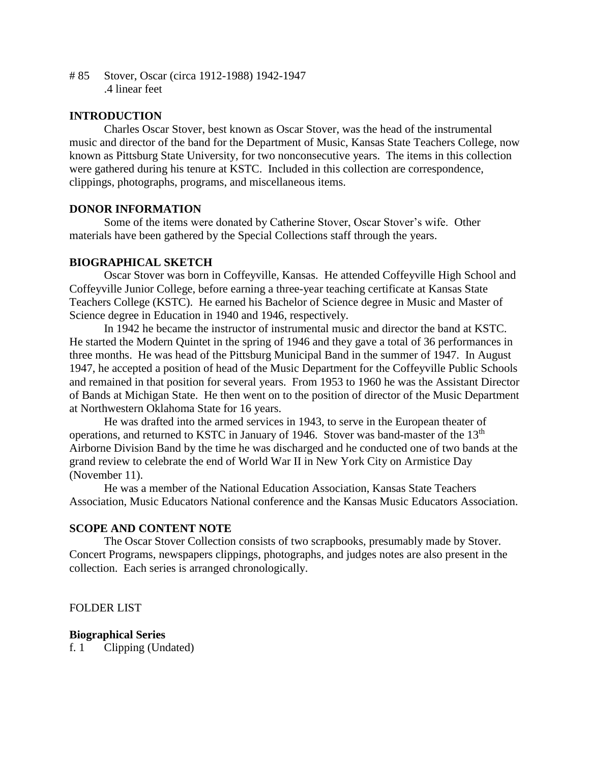# 85 Stover, Oscar (circa 1912-1988) 1942-1947
.4 linear feet

**INTRODUCTION**

Charles Oscar Stover, best known as Oscar Stover, was the head of the instrumental music and director of the band for the Department of Music, Kansas State Teachers College, now known as Pittsburg State University, for two nonconsecutive years. The items in this collection were gathered during his tenure at KSTC. Included in this collection are correspondence, clippings, photographs, programs, and miscellaneous items.

**DONOR INFORMATION**

Some of the items were donated by Catherine Stover, Oscar Stover's wife. Other materials have been gathered by the Special Collections staff through the years.

**BIOGRAPHICAL SKETCH**

Oscar Stover was born in Coffeyville, Kansas. He attended Coffeyville High School and Coffeyville Junior College, before earning a three-year teaching certificate at Kansas State Teachers College (KSTC). He earned his Bachelor of Science degree in Music and Master of Science degree in Education in 1940 and 1946, respectively.

In 1942 he became the instructor of instrumental music and director the band at KSTC. He started the Modern Quintet in the spring of 1946 and they gave a total of 36 performances in three months. He was head of the Pittsburg Municipal Band in the summer of 1947. In August 1947, he accepted a position of head of the Music Department for the Coffeyville Public Schools and remained in that position for several years. From 1953 to 1960 he was the Assistant Director of Bands at Michigan State. He then went on to the position of director of the Music Department at Northwestern Oklahoma State for 16 years.

He was drafted into the armed services in 1943, to serve in the European theater of operations, and returned to KSTC in January of 1946. Stover was band-master of the 13th Airborne Division Band by the time he was discharged and he conducted one of two bands at the grand review to celebrate the end of World War II in New York City on Armistice Day (November 11).

He was a member of the National Education Association, Kansas State Teachers Association, Music Educators National conference and the Kansas Music Educators Association.

**SCOPE AND CONTENT NOTE**

The Oscar Stover Collection consists of two scrapbooks, presumably made by Stover. Concert Programs, newspapers clippings, photographs, and judges notes are also present in the collection. Each series is arranged chronologically.

FOLDER LIST

**Biographical Series**

f. 1 Clipping (Undated)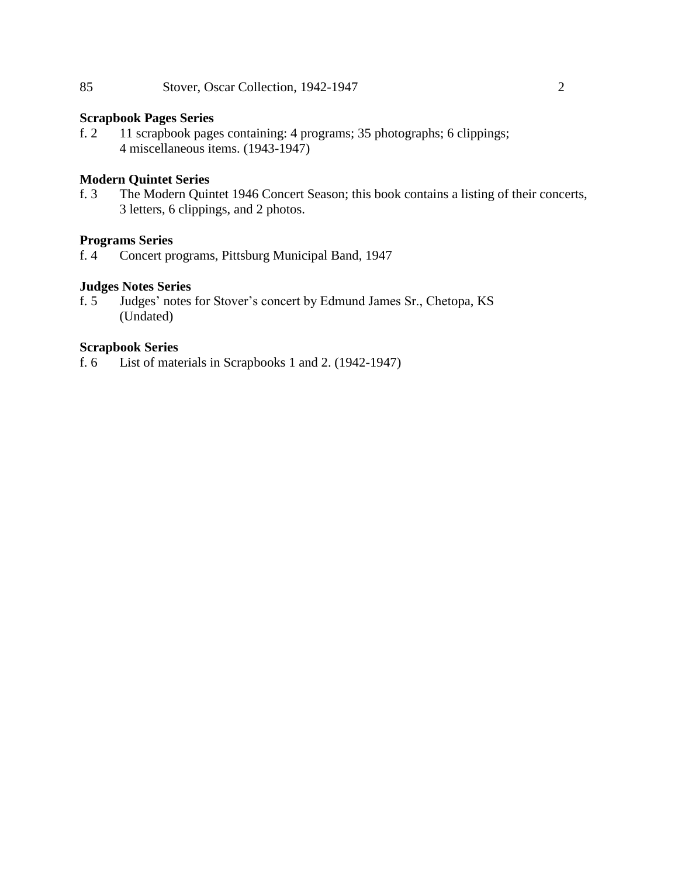**Scrapbook Pages Series**

f. 2 11 scrapbook pages containing: 4 programs; 35 photographs; 6 clippings; 4 miscellaneous items. (1943-1947)

**Modern Quintet Series**

f. 3 The Modern Quintet 1946 Concert Season; this book contains a listing of their concerts, 3 letters, 6 clippings, and 2 photos.

**Programs Series**

f. 4 Concert programs, Pittsburg Municipal Band, 1947

**Judges Notes Series**

f. 5 Judges' notes for Stover's concert by Edmund James Sr., Chetopa, KS (Undated)

**Scrapbook Series**

f. 6 List of materials in Scrapbooks 1 and 2. (1942-1947)